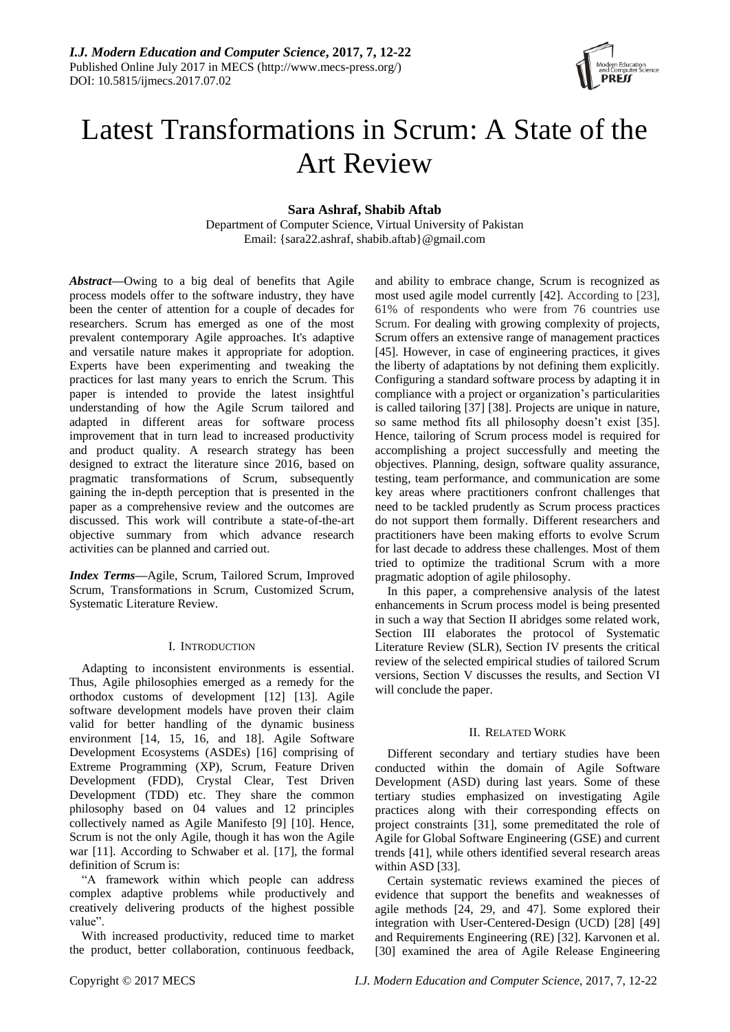# Latest Transformations in Scrum: A State of the Art Review

**Sara Ashraf, Shabib Aftab**

Department of Computer Science, Virtual University of Pakistan
Email: {sara22.ashraf, shabib.aftab}@gmail.com

***Abstract***—Owing to a big deal of benefits that Agile process models offer to the software industry, they have been the center of attention for a couple of decades for researchers. Scrum has emerged as one of the most prevalent contemporary Agile approaches. It's adaptive and versatile nature makes it appropriate for adoption. Experts have been experimenting and tweaking the practices for last many years to enrich the Scrum. This paper is intended to provide the latest insightful understanding of how the Agile Scrum tailored and adapted in different areas for software process improvement that in turn lead to increased productivity and product quality. A research strategy has been designed to extract the literature since 2016, based on pragmatic transformations of Scrum, subsequently gaining the in-depth perception that is presented in the paper as a comprehensive review and the outcomes are discussed. This work will contribute a state-of-the-art objective summary from which advance research activities can be planned and carried out.

***Index Terms***—Agile, Scrum, Tailored Scrum, Improved Scrum, Transformations in Scrum, Customized Scrum, Systematic Literature Review.

## I. Introduction

Adapting to inconsistent environments is essential. Thus, Agile philosophies emerged as a remedy for the orthodox customs of development [12] [13]. Agile software development models have proven their claim valid for better handling of the dynamic business environment [14, 15, 16, and 18]. Agile Software Development Ecosystems (ASDEs) [16] comprising of Extreme Programming (XP), Scrum, Feature Driven Development (FDD), Crystal Clear, Test Driven Development (TDD) etc. They share the common philosophy based on 04 values and 12 principles collectively named as Agile Manifesto [9] [10]. Hence, Scrum is not the only Agile, though it has won the Agile war [11]. According to Schwaber et al. [17], the formal definition of Scrum is:

"A framework within which people can address complex adaptive problems while productively and creatively delivering products of the highest possible value".

With increased productivity, reduced time to market the product, better collaboration, continuous feedback, and ability to embrace change, Scrum is recognized as most used agile model currently [42]. According to [23], 61% of respondents who were from 76 countries use Scrum. For dealing with growing complexity of projects, Scrum offers an extensive range of management practices [45]. However, in case of engineering practices, it gives the liberty of adaptations by not defining them explicitly. Configuring a standard software process by adapting it in compliance with a project or organization's particularities is called tailoring [37] [38]. Projects are unique in nature, so same method fits all philosophy doesn't exist [35]. Hence, tailoring of Scrum process model is required for accomplishing a project successfully and meeting the objectives. Planning, design, software quality assurance, testing, team performance, and communication are some key areas where practitioners confront challenges that need to be tackled prudently as Scrum process practices do not support them formally. Different researchers and practitioners have been making efforts to evolve Scrum for last decade to address these challenges. Most of them tried to optimize the traditional Scrum with a more pragmatic adoption of agile philosophy.

In this paper, a comprehensive analysis of the latest enhancements in Scrum process model is being presented in such a way that Section II abridges some related work, Section III elaborates the protocol of Systematic Literature Review (SLR), Section IV presents the critical review of the selected empirical studies of tailored Scrum versions, Section V discusses the results, and Section VI will conclude the paper.

## II. Related Work

Different secondary and tertiary studies have been conducted within the domain of Agile Software Development (ASD) during last years. Some of these tertiary studies emphasized on investigating Agile practices along with their corresponding effects on project constraints [31], some premeditated the role of Agile for Global Software Engineering (GSE) and current trends [41], while others identified several research areas within ASD [33].

Certain systematic reviews examined the pieces of evidence that support the benefits and weaknesses of agile methods [24, 29, and 47]. Some explored their integration with User-Centered-Design (UCD) [28] [49] and Requirements Engineering (RE) [32]. Karvonen et al. [30] examined the area of Agile Release Engineering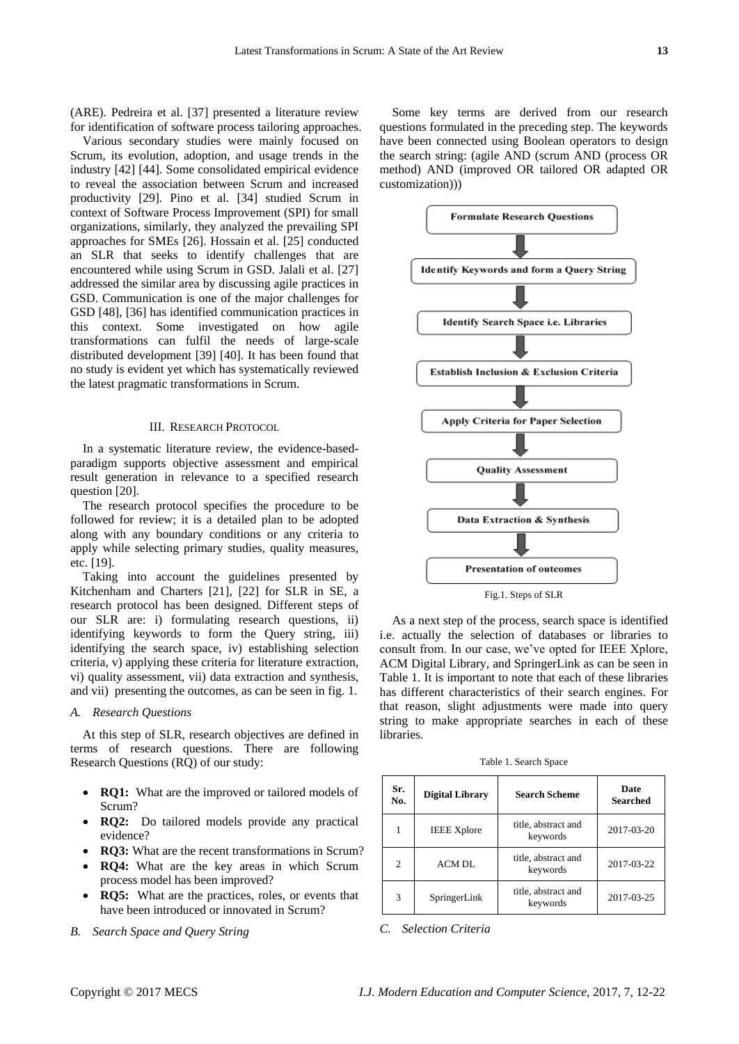(ARE). Pedreira et al. [37] presented a literature review for identification of software process tailoring approaches.

Various secondary studies were mainly focused on Scrum, its evolution, adoption, and usage trends in the industry [42] [44]. Some consolidated empirical evidence to reveal the association between Scrum and increased productivity [29]. Pino et al. [34] studied Scrum in context of Software Process Improvement (SPI) for small organizations, similarly, they analyzed the prevailing SPI approaches for SMEs [26]. Hossain et al. [25] conducted an SLR that seeks to identify challenges that are encountered while using Scrum in GSD. Jalali et al. [27] addressed the similar area by discussing agile practices in GSD. Communication is one of the major challenges for GSD [48], [36] has identified communication practices in this context. Some investigated on how agile transformations can fulfil the needs of large-scale distributed development [39] [40]. It has been found that no study is evident yet which has systematically reviewed the latest pragmatic transformations in Scrum.

## III. Research Protocol

In a systematic literature review, the evidence-based-paradigm supports objective assessment and empirical result generation in relevance to a specified research question [20].

The research protocol specifies the procedure to be followed for review; it is a detailed plan to be adopted along with any boundary conditions or any criteria to apply while selecting primary studies, quality measures, etc. [19].

Taking into account the guidelines presented by Kitchenham and Charters [21], [22] for SLR in SE, a research protocol has been designed. Different steps of our SLR are: i) formulating research questions, ii) identifying keywords to form the Query string, iii) identifying the search space, iv) establishing selection criteria, v) applying these criteria for literature extraction, vi) quality assessment, vii) data extraction and synthesis, and vii) presenting the outcomes, as can be seen in fig. 1.

### *A. Research Questions*

At this step of SLR, research objectives are defined in terms of research questions. There are following Research Questions (RQ) of our study:

- **RQ1:** What are the improved or tailored models of Scrum?
- **RQ2:** Do tailored models provide any practical evidence?
- **RQ3:** What are the recent transformations in Scrum?
- **RQ4:** What are the key areas in which Scrum process model has been improved?
- **RQ5:** What are the practices, roles, or events that have been introduced or innovated in Scrum?

### *B. Search Space and Query String*

Some key terms are derived from our research questions formulated in the preceding step. The keywords have been connected using Boolean operators to design the search string: (agile AND (scrum AND (process OR method) AND (improved OR tailored OR adapted OR customization)))

**Formulate Research Questions** → **Identify Keywords and form a Query String** → **Identify Search Space i.e. Libraries** → **Establish Inclusion & Exclusion Criteria** → **Apply Criteria for Paper Selection** → **Quality Assessment** → **Data Extraction & Synthesis** → **Presentation of outcomes**

Fig.1. Steps of SLR

As a next step of the process, search space is identified i.e. actually the selection of databases or libraries to consult from. In our case, we've opted for IEEE Xplore, ACM Digital Library, and SpringerLink as can be seen in Table 1. It is important to note that each of these libraries has different characteristics of their search engines. For that reason, slight adjustments were made into query string to make appropriate searches in each of these libraries.

Table 1. Search Space

| Sr. No. | Digital Library | Search Scheme | Date Searched |
|---|---|---|---|
| 1 | IEEE Xplore | title, abstract and keywords | 2017-03-20 |
| 2 | ACM DL | title, abstract and keywords | 2017-03-22 |
| 3 | SpringerLink | title, abstract and keywords | 2017-03-25 |

### *C. Selection Criteria*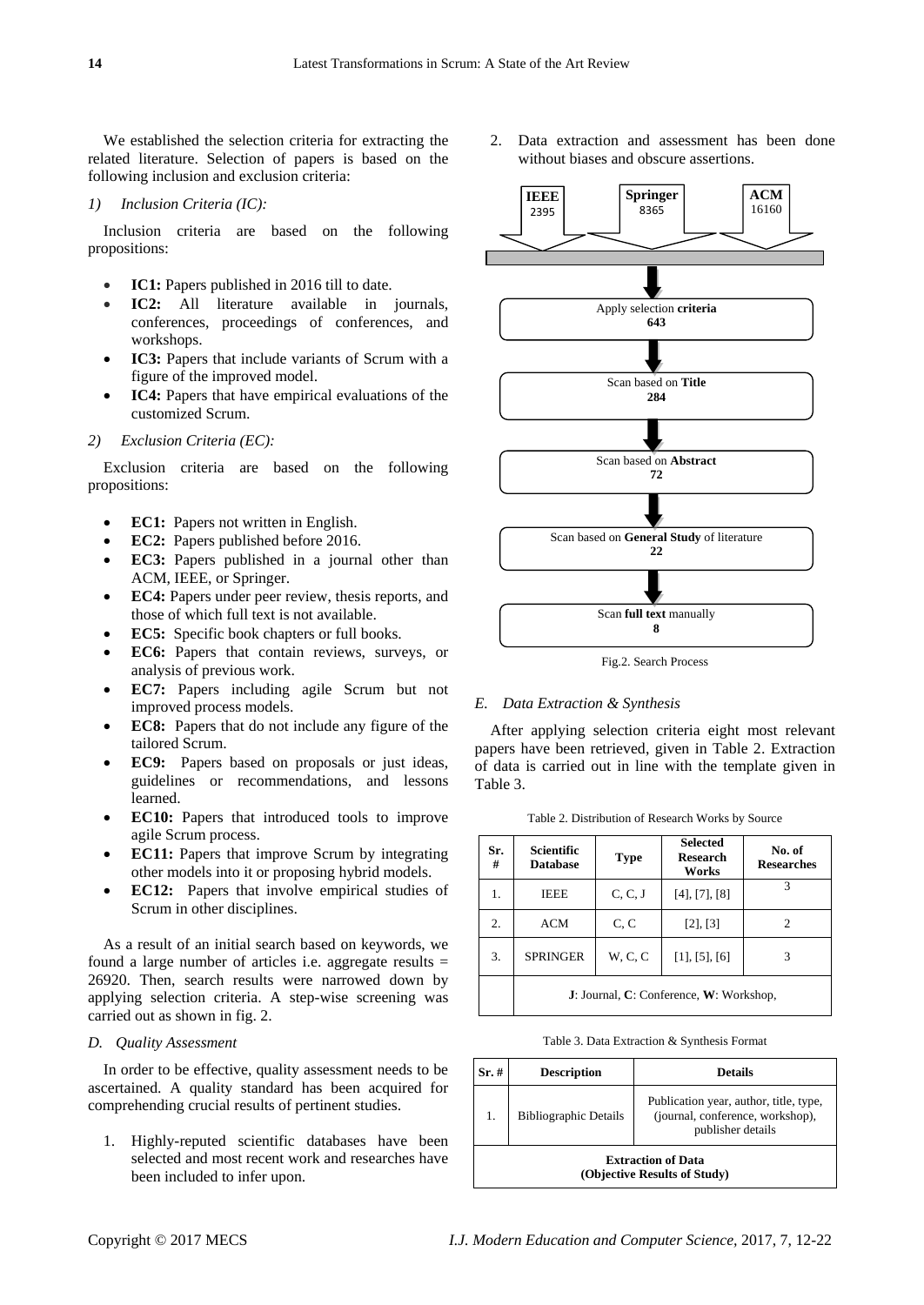We established the selection criteria for extracting the related literature. Selection of papers is based on the following inclusion and exclusion criteria:

*1) Inclusion Criteria (IC):*

Inclusion criteria are based on the following propositions:

- **IC1:** Papers published in 2016 till to date.
- **IC2:** All literature available in journals, conferences, proceedings of conferences, and workshops.
- **IC3:** Papers that include variants of Scrum with a figure of the improved model.
- **IC4:** Papers that have empirical evaluations of the customized Scrum.

*2) Exclusion Criteria (EC):*

Exclusion criteria are based on the following propositions:

- **EC1:** Papers not written in English.
- **EC2:** Papers published before 2016.
- **EC3:** Papers published in a journal other than ACM, IEEE, or Springer.
- **EC4:** Papers under peer review, thesis reports, and those of which full text is not available.
- **EC5:** Specific book chapters or full books.
- **EC6:** Papers that contain reviews, surveys, or analysis of previous work.
- **EC7:** Papers including agile Scrum but not improved process models.
- **EC8:** Papers that do not include any figure of the tailored Scrum.
- **EC9:** Papers based on proposals or just ideas, guidelines or recommendations, and lessons learned.
- **EC10:** Papers that introduced tools to improve agile Scrum process.
- **EC11:** Papers that improve Scrum by integrating other models into it or proposing hybrid models.
- **EC12:** Papers that involve empirical studies of Scrum in other disciplines.

As a result of an initial search based on keywords, we found a large number of articles i.e. aggregate results = 26920. Then, search results were narrowed down by applying selection criteria. A step-wise screening was carried out as shown in fig. 2.

### *D. Quality Assessment*

In order to be effective, quality assessment needs to be ascertained. A quality standard has been acquired for comprehending crucial results of pertinent studies.

1. Highly-reputed scientific databases have been selected and most recent work and researches have been included to infer upon.
2. Data extraction and assessment has been done without biases and obscure assertions.

**IEEE** 2395 | **Springer** 8365 | **ACM** 16160

↓

Apply selection **criteria**
**643**

↓

Scan based on **Title**
**284**

↓

Scan based on **Abstract**
**72**

↓

Scan based on **General Study** of literature
**22**

↓

Scan **full text** manually
**8**

Fig.2. Search Process

### *E. Data Extraction & Synthesis*

After applying selection criteria eight most relevant papers have been retrieved, given in Table 2. Extraction of data is carried out in line with the template given in Table 3.

Table 2. Distribution of Research Works by Source

| Sr. # | Scientific Database | Type | Selected Research Works | No. of Researches |
|---|---|---|---|---|
| 1. | IEEE | C, C, J | [4], [7], [8] | 3 |
| 2. | ACM | C, C | [2], [3] | 2 |
| 3. | SPRINGER | W, C, C | [1], [5], [6] | 3 |
| | **J**: Journal, **C**: Conference, **W**: Workshop, | | | |

Table 3. Data Extraction & Synthesis Format

| Sr. # | Description | Details |
|---|---|---|
| 1. | Bibliographic Details | Publication year, author, title, type, (journal, conference, workshop), publisher details |
| **Extraction of Data (Objective Results of Study)** | | |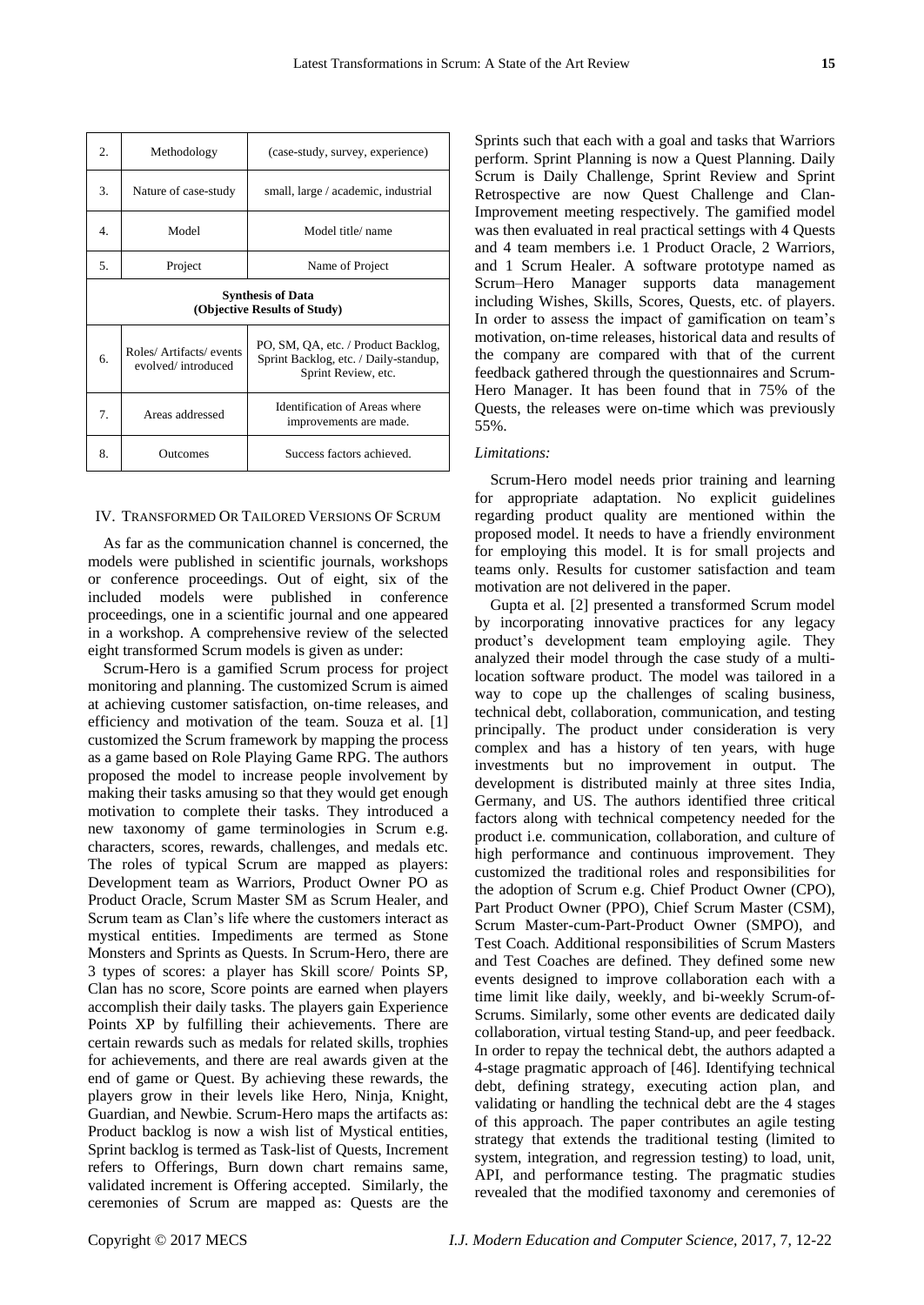| 2. | Methodology | (case-study, survey, experience) |
|---|---|---|
| 3. | Nature of case-study | small, large / academic, industrial |
| 4. | Model | Model title/ name |
| 5. | Project | Name of Project |
| **Synthesis of Data (Objective Results of Study)** | | |
| 6. | Roles/ Artifacts/ events evolved/ introduced | PO, SM, QA, etc. / Product Backlog, Sprint Backlog, etc. / Daily-standup, Sprint Review, etc. |
| 7. | Areas addressed | Identification of Areas where improvements are made. |
| 8. | Outcomes | Success factors achieved. |

## IV. Transformed Or Tailored Versions Of Scrum

As far as the communication channel is concerned, the models were published in scientific journals, workshops or conference proceedings. Out of eight, six of the included models were published in conference proceedings, one in a scientific journal and one appeared in a workshop. A comprehensive review of the selected eight transformed Scrum models is given as under:

Scrum-Hero is a gamified Scrum process for project monitoring and planning. The customized Scrum is aimed at achieving customer satisfaction, on-time releases, and efficiency and motivation of the team. Souza et al. [1] customized the Scrum framework by mapping the process as a game based on Role Playing Game RPG. The authors proposed the model to increase people involvement by making their tasks amusing so that they would get enough motivation to complete their tasks. They introduced a new taxonomy of game terminologies in Scrum e.g. characters, scores, rewards, challenges, and medals etc. The roles of typical Scrum are mapped as players: Development team as Warriors, Product Owner PO as Product Oracle, Scrum Master SM as Scrum Healer, and Scrum team as Clan's life where the customers interact as mystical entities. Impediments are termed as Stone Monsters and Sprints as Quests. In Scrum-Hero, there are 3 types of scores: a player has Skill score/ Points SP, Clan has no score, Score points are earned when players accomplish their daily tasks. The players gain Experience Points XP by fulfilling their achievements. There are certain rewards such as medals for related skills, trophies for achievements, and there are real awards given at the end of game or Quest. By achieving these rewards, the players grow in their levels like Hero, Ninja, Knight, Guardian, and Newbie. Scrum-Hero maps the artifacts as: Product backlog is now a wish list of Mystical entities, Sprint backlog is termed as Task-list of Quests, Increment refers to Offerings, Burn down chart remains same, validated increment is Offering accepted. Similarly, the ceremonies of Scrum are mapped as: Quests are the Sprints such that each with a goal and tasks that Warriors perform. Sprint Planning is now a Quest Planning. Daily Scrum is Daily Challenge, Sprint Review and Sprint Retrospective are now Quest Challenge and Clan-Improvement meeting respectively. The gamified model was then evaluated in real practical settings with 4 Quests and 4 team members i.e. 1 Product Oracle, 2 Warriors, and 1 Scrum Healer. A software prototype named as Scrum–Hero Manager supports data management including Wishes, Skills, Scores, Quests, etc. of players. In order to assess the impact of gamification on team's motivation, on-time releases, historical data and results of the company are compared with that of the current feedback gathered through the questionnaires and Scrum-Hero Manager. It has been found that in 75% of the Quests, the releases were on-time which was previously 55%.

*Limitations:*

Scrum-Hero model needs prior training and learning for appropriate adaptation. No explicit guidelines regarding product quality are mentioned within the proposed model. It needs to have a friendly environment for employing this model. It is for small projects and teams only. Results for customer satisfaction and team motivation are not delivered in the paper.

Gupta et al. [2] presented a transformed Scrum model by incorporating innovative practices for any legacy product's development team employing agile. They analyzed their model through the case study of a multi-location software product. The model was tailored in a way to cope up the challenges of scaling business, technical debt, collaboration, communication, and testing principally. The product under consideration is very complex and has a history of ten years, with huge investments but no improvement in output. The development is distributed mainly at three sites India, Germany, and US. The authors identified three critical factors along with technical competency needed for the product i.e. communication, collaboration, and culture of high performance and continuous improvement. They customized the traditional roles and responsibilities for the adoption of Scrum e.g. Chief Product Owner (CPO), Part Product Owner (PPO), Chief Scrum Master (CSM), Scrum Master-cum-Part-Product Owner (SMPO), and Test Coach. Additional responsibilities of Scrum Masters and Test Coaches are defined. They defined some new events designed to improve collaboration each with a time limit like daily, weekly, and bi-weekly Scrum-of-Scrums. Similarly, some other events are dedicated daily collaboration, virtual testing Stand-up, and peer feedback. In order to repay the technical debt, the authors adapted a 4-stage pragmatic approach of [46]. Identifying technical debt, defining strategy, executing action plan, and validating or handling the technical debt are the 4 stages of this approach. The paper contributes an agile testing strategy that extends the traditional testing (limited to system, integration, and regression testing) to load, unit, API, and performance testing. The pragmatic studies revealed that the modified taxonomy and ceremonies of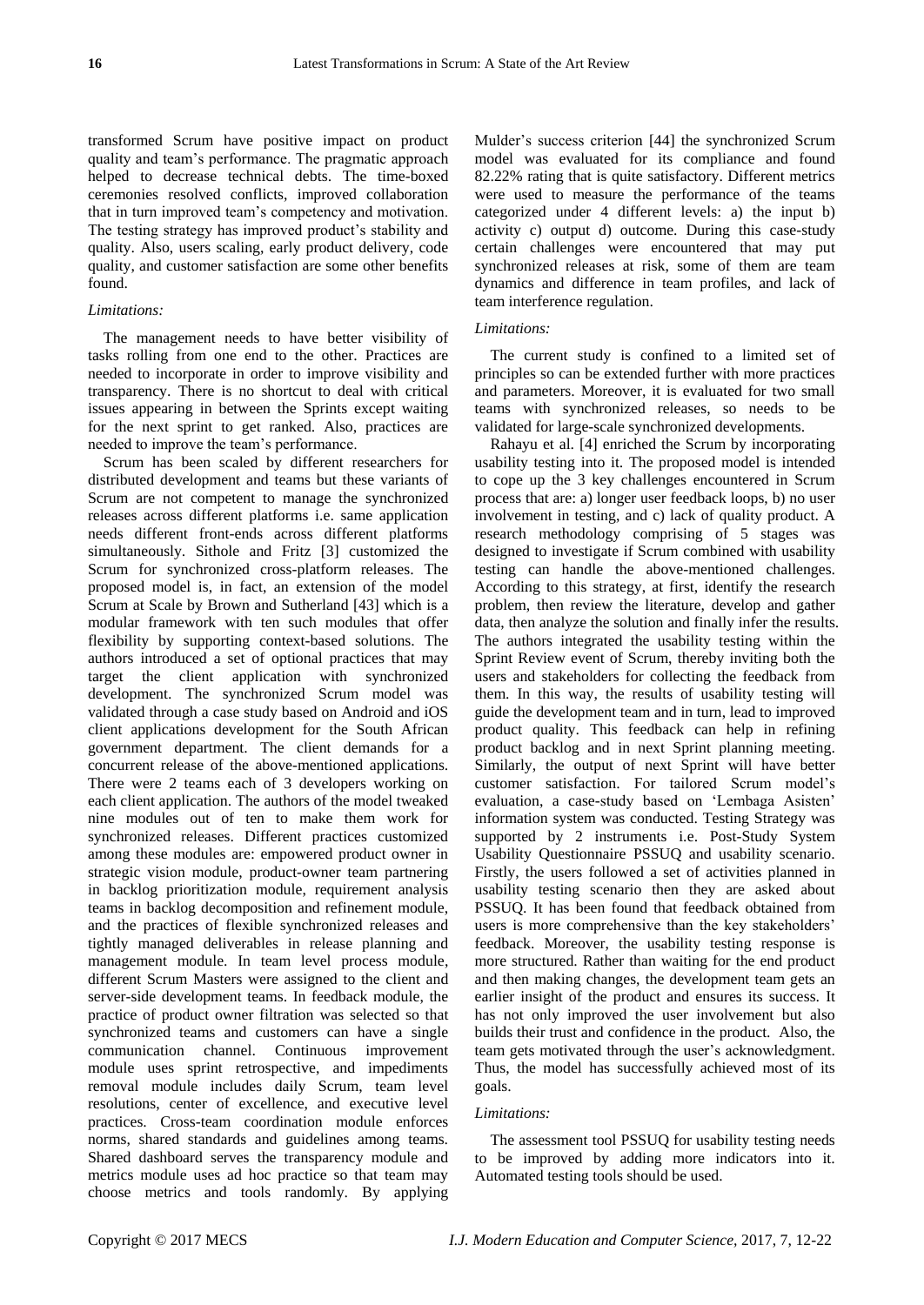transformed Scrum have positive impact on product quality and team's performance. The pragmatic approach helped to decrease technical debts. The time-boxed ceremonies resolved conflicts, improved collaboration that in turn improved team's competency and motivation. The testing strategy has improved product's stability and quality. Also, users scaling, early product delivery, code quality, and customer satisfaction are some other benefits found.

*Limitations:*

The management needs to have better visibility of tasks rolling from one end to the other. Practices are needed to incorporate in order to improve visibility and transparency. There is no shortcut to deal with critical issues appearing in between the Sprints except waiting for the next sprint to get ranked. Also, practices are needed to improve the team's performance.

Scrum has been scaled by different researchers for distributed development and teams but these variants of Scrum are not competent to manage the synchronized releases across different platforms i.e. same application needs different front-ends across different platforms simultaneously. Sithole and Fritz [3] customized the Scrum for synchronized cross-platform releases. The proposed model is, in fact, an extension of the model Scrum at Scale by Brown and Sutherland [43] which is a modular framework with ten such modules that offer flexibility by supporting context-based solutions. The authors introduced a set of optional practices that may target the client application with synchronized development. The synchronized Scrum model was validated through a case study based on Android and iOS client applications development for the South African government department. The client demands for a concurrent release of the above-mentioned applications. There were 2 teams each of 3 developers working on each client application. The authors of the model tweaked nine modules out of ten to make them work for synchronized releases. Different practices customized among these modules are: empowered product owner in strategic vision module, product-owner team partnering in backlog prioritization module, requirement analysis teams in backlog decomposition and refinement module, and the practices of flexible synchronized releases and tightly managed deliverables in release planning and management module. In team level process module, different Scrum Masters were assigned to the client and server-side development teams. In feedback module, the practice of product owner filtration was selected so that synchronized teams and customers can have a single communication channel. Continuous improvement module uses sprint retrospective, and impediments removal module includes daily Scrum, team level resolutions, center of excellence, and executive level practices. Cross-team coordination module enforces norms, shared standards and guidelines among teams. Shared dashboard serves the transparency module and metrics module uses ad hoc practice so that team may choose metrics and tools randomly. By applying Mulder's success criterion [44] the synchronized Scrum model was evaluated for its compliance and found 82.22% rating that is quite satisfactory. Different metrics were used to measure the performance of the teams categorized under 4 different levels: a) the input b) activity c) output d) outcome. During this case-study certain challenges were encountered that may put synchronized releases at risk, some of them are team dynamics and difference in team profiles, and lack of team interference regulation.

*Limitations:*

The current study is confined to a limited set of principles so can be extended further with more practices and parameters. Moreover, it is evaluated for two small teams with synchronized releases, so needs to be validated for large-scale synchronized developments.

Rahayu et al. [4] enriched the Scrum by incorporating usability testing into it. The proposed model is intended to cope up the 3 key challenges encountered in Scrum process that are: a) longer user feedback loops, b) no user involvement in testing, and c) lack of quality product. A research methodology comprising of 5 stages was designed to investigate if Scrum combined with usability testing can handle the above-mentioned challenges. According to this strategy, at first, identify the research problem, then review the literature, develop and gather data, then analyze the solution and finally infer the results. The authors integrated the usability testing within the Sprint Review event of Scrum, thereby inviting both the users and stakeholders for collecting the feedback from them. In this way, the results of usability testing will guide the development team and in turn, lead to improved product quality. This feedback can help in refining product backlog and in next Sprint planning meeting. Similarly, the output of next Sprint will have better customer satisfaction. For tailored Scrum model's evaluation, a case-study based on 'Lembaga Asisten' information system was conducted. Testing Strategy was supported by 2 instruments i.e. Post-Study System Usability Questionnaire PSSUQ and usability scenario. Firstly, the users followed a set of activities planned in usability testing scenario then they are asked about PSSUQ. It has been found that feedback obtained from users is more comprehensive than the key stakeholders' feedback. Moreover, the usability testing response is more structured. Rather than waiting for the end product and then making changes, the development team gets an earlier insight of the product and ensures its success. It has not only improved the user involvement but also builds their trust and confidence in the product. Also, the team gets motivated through the user's acknowledgment. Thus, the model has successfully achieved most of its goals.

*Limitations:*

The assessment tool PSSUQ for usability testing needs to be improved by adding more indicators into it. Automated testing tools should be used.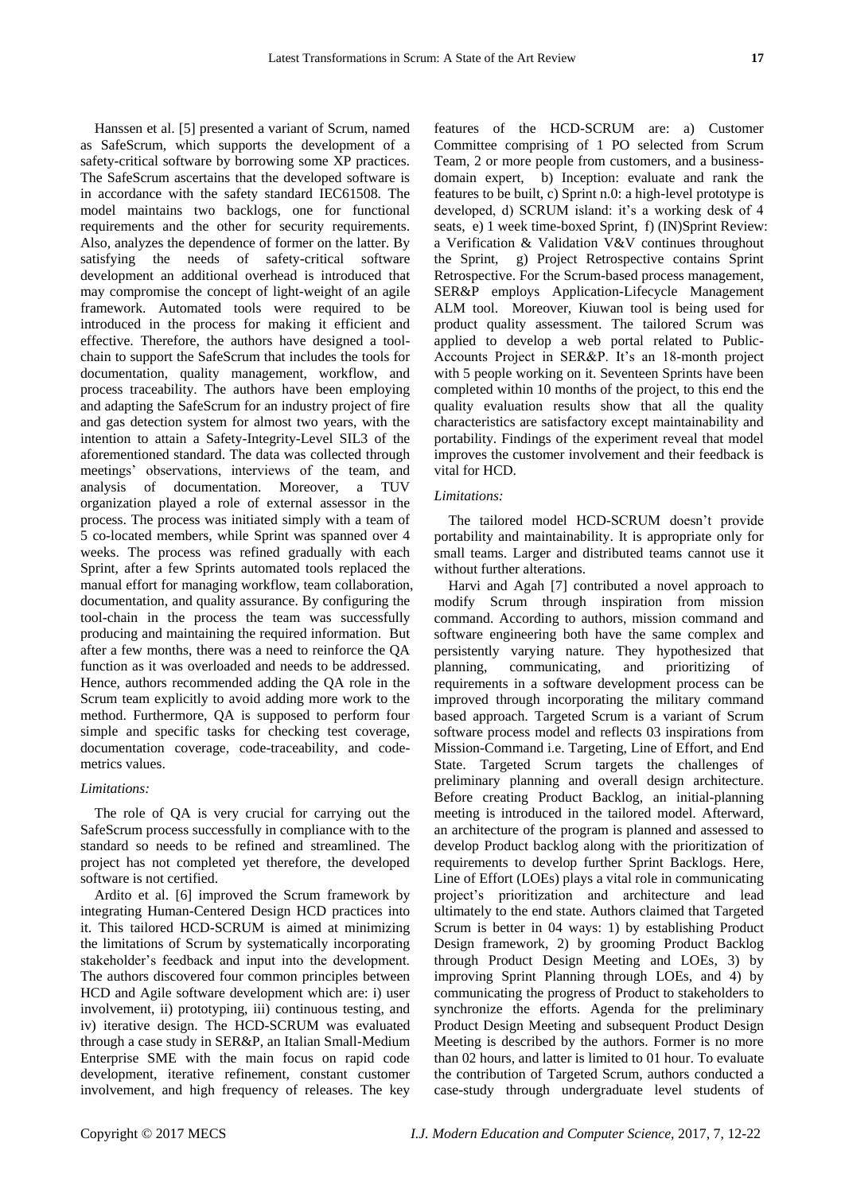Hanssen et al. [5] presented a variant of Scrum, named as SafeScrum, which supports the development of a safety-critical software by borrowing some XP practices. The SafeScrum ascertains that the developed software is in accordance with the safety standard IEC61508. The model maintains two backlogs, one for functional requirements and the other for security requirements. Also, analyzes the dependence of former on the latter. By satisfying the needs of safety-critical software development an additional overhead is introduced that may compromise the concept of light-weight of an agile framework. Automated tools were required to be introduced in the process for making it efficient and effective. Therefore, the authors have designed a tool-chain to support the SafeScrum that includes the tools for documentation, quality management, workflow, and process traceability. The authors have been employing and adapting the SafeScrum for an industry project of fire and gas detection system for almost two years, with the intention to attain a Safety-Integrity-Level SIL3 of the aforementioned standard. The data was collected through meetings' observations, interviews of the team, and analysis of documentation. Moreover, a TUV organization played a role of external assessor in the process. The process was initiated simply with a team of 5 co-located members, while Sprint was spanned over 4 weeks. The process was refined gradually with each Sprint, after a few Sprints automated tools replaced the manual effort for managing workflow, team collaboration, documentation, and quality assurance. By configuring the tool-chain in the process the team was successfully producing and maintaining the required information. But after a few months, there was a need to reinforce the QA function as it was overloaded and needs to be addressed. Hence, authors recommended adding the QA role in the Scrum team explicitly to avoid adding more work to the method. Furthermore, QA is supposed to perform four simple and specific tasks for checking test coverage, documentation coverage, code-traceability, and code-metrics values.

*Limitations:*

The role of QA is very crucial for carrying out the SafeScrum process successfully in compliance with to the standard so needs to be refined and streamlined. The project has not completed yet therefore, the developed software is not certified.

Ardito et al. [6] improved the Scrum framework by integrating Human-Centered Design HCD practices into it. This tailored HCD-SCRUM is aimed at minimizing the limitations of Scrum by systematically incorporating stakeholder's feedback and input into the development. The authors discovered four common principles between HCD and Agile software development which are: i) user involvement, ii) prototyping, iii) continuous testing, and iv) iterative design. The HCD-SCRUM was evaluated through a case study in SER&P, an Italian Small-Medium Enterprise SME with the main focus on rapid code development, iterative refinement, constant customer involvement, and high frequency of releases. The key features of the HCD-SCRUM are: a) Customer Committee comprising of 1 PO selected from Scrum Team, 2 or more people from customers, and a business-domain expert, b) Inception: evaluate and rank the features to be built, c) Sprint n.0: a high-level prototype is developed, d) SCRUM island: it's a working desk of 4 seats, e) 1 week time-boxed Sprint, f) (IN)Sprint Review: a Verification & Validation V&V continues throughout the Sprint, g) Project Retrospective contains Sprint Retrospective. For the Scrum-based process management, SER&P employs Application-Lifecycle Management ALM tool. Moreover, Kiuwan tool is being used for product quality assessment. The tailored Scrum was applied to develop a web portal related to Public-Accounts Project in SER&P. It's an 18-month project with 5 people working on it. Seventeen Sprints have been completed within 10 months of the project, to this end the quality evaluation results show that all the quality characteristics are satisfactory except maintainability and portability. Findings of the experiment reveal that model improves the customer involvement and their feedback is vital for HCD.

*Limitations:*

The tailored model HCD-SCRUM doesn't provide portability and maintainability. It is appropriate only for small teams. Larger and distributed teams cannot use it without further alterations.

Harvi and Agah [7] contributed a novel approach to modify Scrum through inspiration from mission command. According to authors, mission command and software engineering both have the same complex and persistently varying nature. They hypothesized that planning, communicating, and prioritizing of requirements in a software development process can be improved through incorporating the military command based approach. Targeted Scrum is a variant of Scrum software process model and reflects 03 inspirations from Mission-Command i.e. Targeting, Line of Effort, and End State. Targeted Scrum targets the challenges of preliminary planning and overall design architecture. Before creating Product Backlog, an initial-planning meeting is introduced in the tailored model. Afterward, an architecture of the program is planned and assessed to develop Product backlog along with the prioritization of requirements to develop further Sprint Backlogs. Here, Line of Effort (LOEs) plays a vital role in communicating project's prioritization and architecture and lead ultimately to the end state. Authors claimed that Targeted Scrum is better in 04 ways: 1) by establishing Product Design framework, 2) by grooming Product Backlog through Product Design Meeting and LOEs, 3) by improving Sprint Planning through LOEs, and 4) by communicating the progress of Product to stakeholders to synchronize the efforts. Agenda for the preliminary Product Design Meeting and subsequent Product Design Meeting is described by the authors. Former is no more than 02 hours, and latter is limited to 01 hour. To evaluate the contribution of Targeted Scrum, authors conducted a case-study through undergraduate level students of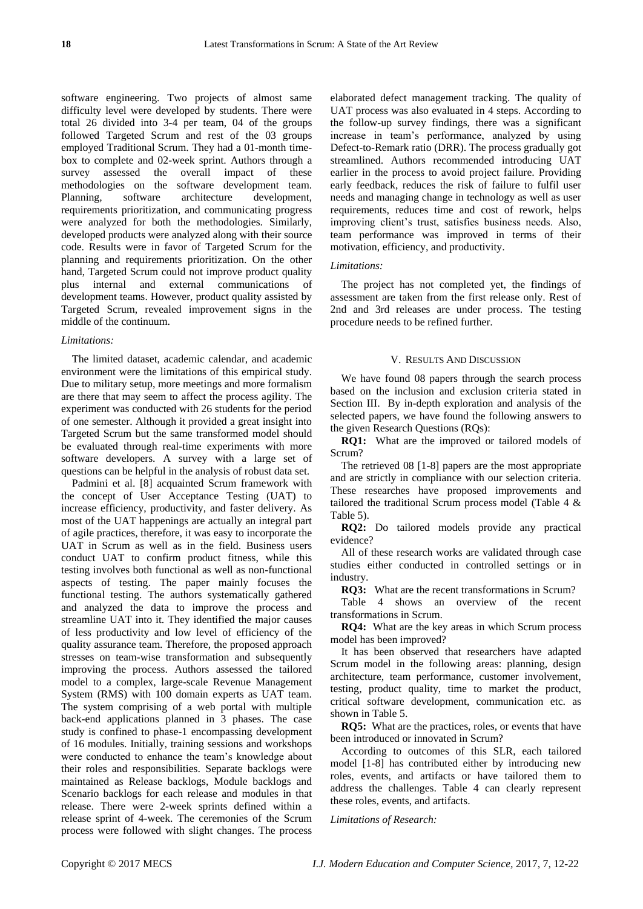software engineering. Two projects of almost same difficulty level were developed by students. There were total 26 divided into 3-4 per team, 04 of the groups followed Targeted Scrum and rest of the 03 groups employed Traditional Scrum. They had a 01-month time-box to complete and 02-week sprint. Authors through a survey assessed the overall impact of these methodologies on the software development team. Planning, software architecture development, requirements prioritization, and communicating progress were analyzed for both the methodologies. Similarly, developed products were analyzed along with their source code. Results were in favor of Targeted Scrum for the planning and requirements prioritization. On the other hand, Targeted Scrum could not improve product quality plus internal and external communications of development teams. However, product quality assisted by Targeted Scrum, revealed improvement signs in the middle of the continuum.

*Limitations:*

The limited dataset, academic calendar, and academic environment were the limitations of this empirical study. Due to military setup, more meetings and more formalism are there that may seem to affect the process agility. The experiment was conducted with 26 students for the period of one semester. Although it provided a great insight into Targeted Scrum but the same transformed model should be evaluated through real-time experiments with more software developers. A survey with a large set of questions can be helpful in the analysis of robust data set.

Padmini et al. [8] acquainted Scrum framework with the concept of User Acceptance Testing (UAT) to increase efficiency, productivity, and faster delivery. As most of the UAT happenings are actually an integral part of agile practices, therefore, it was easy to incorporate the UAT in Scrum as well as in the field. Business users conduct UAT to confirm product fitness, while this testing involves both functional as well as non-functional aspects of testing. The paper mainly focuses the functional testing. The authors systematically gathered and analyzed the data to improve the process and streamline UAT into it. They identified the major causes of less productivity and low level of efficiency of the quality assurance team. Therefore, the proposed approach stresses on team-wise transformation and subsequently improving the process. Authors assessed the tailored model to a complex, large-scale Revenue Management System (RMS) with 100 domain experts as UAT team. The system comprising of a web portal with multiple back-end applications planned in 3 phases. The case study is confined to phase-1 encompassing development of 16 modules. Initially, training sessions and workshops were conducted to enhance the team's knowledge about their roles and responsibilities. Separate backlogs were maintained as Release backlogs, Module backlogs and Scenario backlogs for each release and modules in that release. There were 2-week sprints defined within a release sprint of 4-week. The ceremonies of the Scrum process were followed with slight changes. The process elaborated defect management tracking. The quality of UAT process was also evaluated in 4 steps. According to the follow-up survey findings, there was a significant increase in team's performance, analyzed by using Defect-to-Remark ratio (DRR). The process gradually got streamlined. Authors recommended introducing UAT earlier in the process to avoid project failure. Providing early feedback, reduces the risk of failure to fulfil user needs and managing change in technology as well as user requirements, reduces time and cost of rework, helps improving client's trust, satisfies business needs. Also, team performance was improved in terms of their motivation, efficiency, and productivity.

*Limitations:*

The project has not completed yet, the findings of assessment are taken from the first release only. Rest of 2nd and 3rd releases are under process. The testing procedure needs to be refined further.

## V. Results And Discussion

We have found 08 papers through the search process based on the inclusion and exclusion criteria stated in Section III. By in-depth exploration and analysis of the selected papers, we have found the following answers to the given Research Questions (RQs):

**RQ1:** What are the improved or tailored models of Scrum?

The retrieved 08 [1-8] papers are the most appropriate and are strictly in compliance with our selection criteria. These researches have proposed improvements and tailored the traditional Scrum process model (Table 4 & Table 5).

**RQ2:** Do tailored models provide any practical evidence?

All of these research works are validated through case studies either conducted in controlled settings or in industry.

**RQ3:** What are the recent transformations in Scrum?

Table 4 shows an overview of the recent transformations in Scrum.

**RQ4:** What are the key areas in which Scrum process model has been improved?

It has been observed that researchers have adapted Scrum model in the following areas: planning, design architecture, team performance, customer involvement, testing, product quality, time to market the product, critical software development, communication etc. as shown in Table 5.

**RQ5:** What are the practices, roles, or events that have been introduced or innovated in Scrum?

According to outcomes of this SLR, each tailored model [1-8] has contributed either by introducing new roles, events, and artifacts or have tailored them to address the challenges. Table 4 can clearly represent these roles, events, and artifacts.

*Limitations of Research:*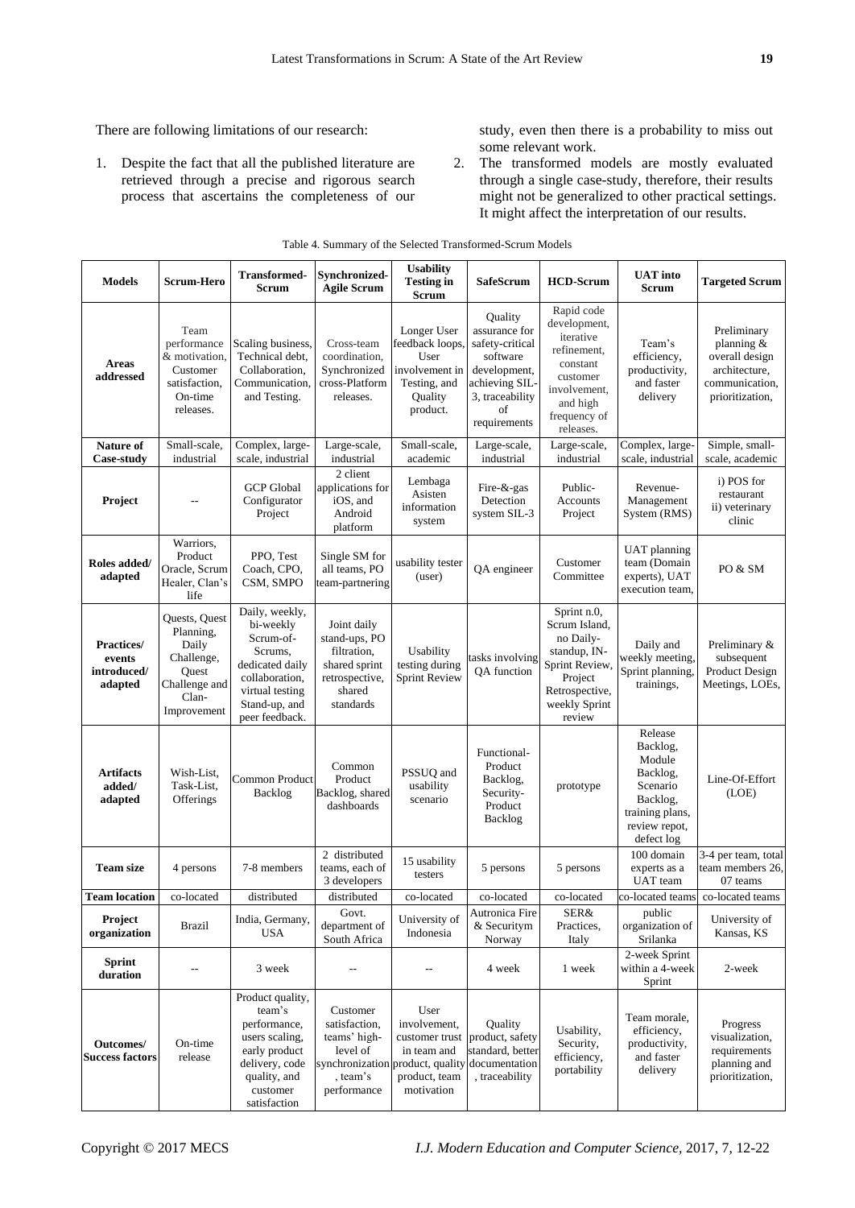There are following limitations of our research:

1. Despite the fact that all the published literature are retrieved through a precise and rigorous search process that ascertains the completeness of our study, even then there is a probability to miss out some relevant work.
2. The transformed models are mostly evaluated through a single case-study, therefore, their results might not be generalized to other practical settings. It might affect the interpretation of our results.

Table 4. Summary of the Selected Transformed-Scrum Models

| Models | Scrum-Hero | Transformed-Scrum | Synchronized-Agile Scrum | Usability Testing in Scrum | SafeScrum | HCD-Scrum | UAT into Scrum | Targeted Scrum |
|---|---|---|---|---|---|---|---|---|
| **Areas addressed** | Team performance & motivation, Customer satisfaction, On-time releases. | Scaling business, Technical debt, Collaboration, Communication, and Testing. | Cross-team coordination, Synchronized cross-Platform releases. | Longer User feedback loops, User involvement in Testing, and Quality product. | Quality assurance for safety-critical software development, achieving SIL-3, traceability of requirements | Rapid code development, iterative refinement, constant customer involvement, and high frequency of releases. | Team's efficiency, productivity, and faster delivery | Preliminary planning & overall design architecture, communication, prioritization, |
| **Nature of Case-study** | Small-scale, industrial | Complex, large-scale, industrial | Large-scale, industrial | Small-scale, academic | Large-scale, industrial | Large-scale, industrial | Complex, large-scale, industrial | Simple, small-scale, academic |
| **Project** | -- | GCP Global Configurator Project | 2 client applications for iOS, and Android platform | Lembaga Asisten information system | Fire-&-gas Detection system SIL-3 | Public-Accounts Project | Revenue-Management System (RMS) | i) POS for restaurant ii) veterinary clinic |
| **Roles added/ adapted** | Warriors, Product Oracle, Scrum Healer, Clan's life | PPO, Test Coach, CPO, CSM, SMPO | Single SM for all teams, PO team-partnering | usability tester (user) | QA engineer | Customer Committee | UAT planning team (Domain experts), UAT execution team, | PO & SM |
| **Practices/ events introduced/ adapted** | Quests, Quest Planning, Daily Challenge, Quest Challenge and Clan-Improvement | Daily, weekly, bi-weekly Scrum-of-Scrums, dedicated daily collaboration, virtual testing Stand-up, and peer feedback. | Joint daily stand-ups, PO filtration, shared sprint retrospective, shared standards | Usability testing during Sprint Review | tasks involving QA function | Sprint n.0, Scrum Island, no Daily-standup, IN-Sprint Review, Project Retrospective, weekly Sprint review | Daily and weekly meeting, Sprint planning, trainings, | Preliminary & subsequent Product Design Meetings, LOEs, |
| **Artifacts added/ adapted** | Wish-List, Task-List, Offerings | Common Product Backlog | Common Product Backlog, shared dashboards | PSSUQ and usability scenario | Functional-Product Backlog, Security-Product Backlog | prototype | Release Backlog, Module Backlog, Scenario Backlog, training plans, review repot, defect log | Line-Of-Effort (LOE) |
| **Team size** | 4 persons | 7-8 members | 2 distributed teams, each of 3 developers | 15 usability testers | 5 persons | 5 persons | 100 domain experts as a UAT team | 3-4 per team, total team members 26, 07 teams |
| **Team location** | co-located | distributed | distributed | co-located | co-located | co-located | co-located teams | co-located teams |
| **Project organization** | Brazil | India, Germany, USA | Govt. department of South Africa | University of Indonesia | Autronica Fire & Securitym Norway | SER& Practices, Italy | public organization of Srilanka | University of Kansas, KS |
| **Sprint duration** | -- | 3 week | -- | -- | 4 week | 1 week | 2-week Sprint within a 4-week Sprint | 2-week |
| **Outcomes/ Success factors** | On-time release | Product quality, team's performance, users scaling, early product delivery, code quality, and customer satisfaction | Customer satisfaction, teams' high-level of synchronization, team's performance | User involvement, customer trust in team and product, quality product, team motivation | Quality product, safety standard, better documentation, traceability | Usability, Security, efficiency, portability | Team morale, efficiency, productivity, and faster delivery | Progress visualization, requirements planning and prioritization, |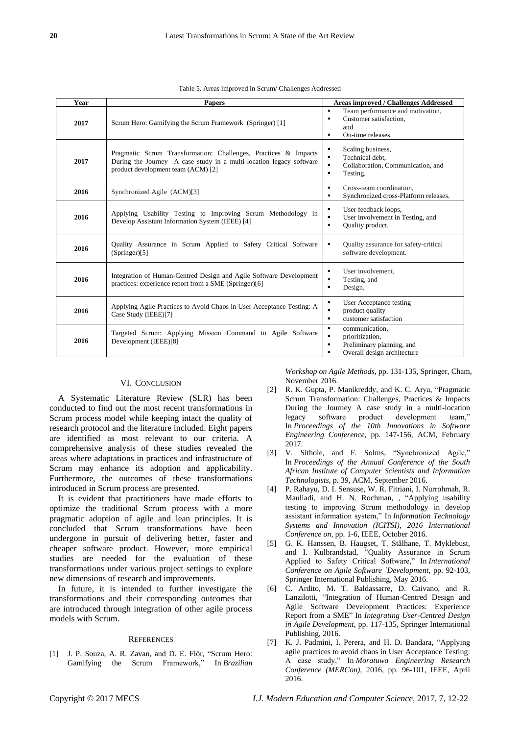Table 5. Areas improved in Scrum/ Challenges Addressed

| Year | Papers | Areas improved / Challenges Addressed |
|---|---|---|
| 2017 | Scrum Hero: Gamifying the Scrum Framework (Springer) [1] | ▪ Team performance and motivation,<br>▪ Customer satisfaction, and<br>▪ On-time releases. |
| 2017 | Pragmatic Scrum Transformation: Challenges, Practices & Impacts During the Journey A case study in a multi-location legacy software product development team (ACM) [2] | ▪ Scaling business,<br>▪ Technical debt,<br>▪ Collaboration, Communication, and<br>▪ Testing. |
| 2016 | Synchronized Agile (ACM)[3] | ▪ Cross-team coordination,<br>▪ Synchronized cross-Platform releases. |
| 2016 | Applying Usability Testing to Improving Scrum Methodology in Develop Assistant Information System (IEEE) [4] | ▪ User feedback loops,<br>▪ User involvement in Testing, and<br>▪ Quality product. |
| 2016 | Quality Assurance in Scrum Applied to Safety Critical Software (Springer)[5] | ▪ Quality assurance for safety-critical software development. |
| 2016 | Integration of Human-Centred Design and Agile Software Development practices: experience report from a SME (Springer)[6] | ▪ User involvement,<br>▪ Testing, and<br>▪ Design. |
| 2016 | Applying Agile Practices to Avoid Chaos in User Acceptance Testing: A Case Study (IEEE)[7] | ▪ User Acceptance testing<br>▪ product quality<br>▪ customer satisfaction |
| 2016 | Targeted Scrum: Applying Mission Command to Agile Software Development (IEEE)[8] | ▪ communication,<br>▪ prioritization,<br>▪ Preliminary planning, and<br>▪ Overall design architecture |

## VI. Conclusion

A Systematic Literature Review (SLR) has been conducted to find out the most recent transformations in Scrum process model while keeping intact the quality of research protocol and the literature included. Eight papers are identified as most relevant to our criteria. A comprehensive analysis of these studies revealed the areas where adaptations in practices and infrastructure of Scrum may enhance its adoption and applicability. Furthermore, the outcomes of these transformations introduced in Scrum process are presented.

It is evident that practitioners have made efforts to optimize the traditional Scrum process with a more pragmatic adoption of agile and lean principles. It is concluded that Scrum transformations have been undergone in pursuit of delivering better, faster and cheaper software product. However, more empirical studies are needed for the evaluation of these transformations under various project settings to explore new dimensions of research and improvements.

In future, it is intended to further investigate the transformations and their corresponding outcomes that are introduced through integration of other agile process models with Scrum.

## References

[1] J. P. Souza, A. R. Zavan, and D. E. Flôr, "Scrum Hero: Gamifying the Scrum Framework," In *Brazilian Workshop on Agile Methods*, pp. 131-135, Springer, Cham, November 2016.

[2] R. K. Gupta, P. Manikreddy, and K. C. Arya, "Pragmatic Scrum Transformation: Challenges, Practices & Impacts During the Journey A case study in a multi-location legacy software product development team," In *Proceedings of the 10th Innovations in Software Engineering Conference*, pp. 147-156, ACM, February 2017.

[3] V. Sithole, and F. Solms, "Synchronized Agile," In *Proceedings of the Annual Conference of the South African Institute of Computer Scientists and Information Technologists*, p. 39, ACM, September 2016.

[4] P. Rahayu, D. I. Sensuse, W. R. Fitriani, I. Nurrohmah, R. Mauliadi, and H. N. Rochman, , "Applying usability testing to improving Scrum methodology in develop assistant information system," In *Information Technology Systems and Innovation (ICITSI), 2016 International Conference on*, pp. 1-6, IEEE, October 2016.

[5] G. K. Hanssen, B. Haugset, T. Stålhane, T. Myklebust, and I. Kulbrandstad, "Quality Assurance in Scrum Applied to Safety Critical Software," In *International Conference on Agile Software `Development*, pp. 92-103, Springer International Publishing, May 2016.

[6] C. Ardito, M. T. Baldassarre, D. Caivano, and R. Lanzilotti, "Integration of Human-Centred Design and Agile Software Development Practices: Experience Report from a SME" In *Integrating User-Centred Design in Agile Development*, pp. 117-135, Springer International Publishing, 2016.

[7] K. J. Padmini, I. Perera, and H. D. Bandara, "Applying agile practices to avoid chaos in User Acceptance Testing: A case study," In *Moratuwa Engineering Research Conference (MERCon)*, 2016, pp. 96-101, IEEE, April 2016.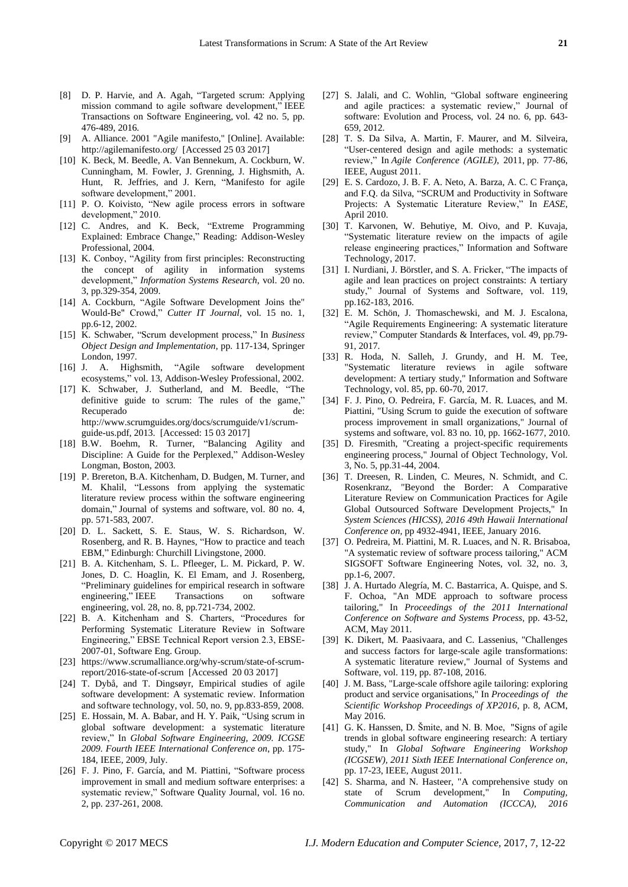[8] D. P. Harvie, and A. Agah, “Targeted scrum: Applying mission command to agile software development,” IEEE Transactions on Software Engineering, vol. 42 no. 5, pp. 476-489, 2016.

[9] A. Alliance. 2001 "Agile manifesto," [Online]. Available: http://agilemanifesto.org/ [Accessed 25 03 2017]

[10] K. Beck, M. Beedle, A. Van Bennekum, A. Cockburn, W. Cunningham, M. Fowler, J. Grenning, J. Highsmith, A. Hunt, R. Jeffries, and J. Kern, “Manifesto for agile software development,” 2001.

[11] P. O. Koivisto, “New agile process errors in software development,” 2010.

[12] C. Andres, and K. Beck, “Extreme Programming Explained: Embrace Change,” Reading: Addison-Wesley Professional, 2004.

[13] K. Conboy, “Agility from first principles: Reconstructing the concept of agility in information systems development,” *Information Systems Research*, vol. 20 no. 3, pp.329-354, 2009.

[14] A. Cockburn, “Agile Software Development Joins the" Would-Be" Crowd,” *Cutter IT Journal*, vol. 15 no. 1, pp.6-12, 2002.

[15] K. Schwaber, “Scrum development process,” In *Business Object Design and Implementation*, pp. 117-134, Springer London, 1997.

[16] J. A. Highsmith, “Agile software development ecosystems,” vol. 13, Addison-Wesley Professional, 2002.

[17] K. Schwaber, J. Sutherland, and M. Beedle, “The definitive guide to scrum: The rules of the game,” Recuperado de: http://www.scrumguides.org/docs/scrumguide/v1/scrum-guide-us.pdf, 2013. [Accessed: 15 03 2017]

[18] B.W. Boehm, R. Turner, “Balancing Agility and Discipline: A Guide for the Perplexed,” Addison-Wesley Longman, Boston, 2003.

[19] P. Brereton, B.A. Kitchenham, D. Budgen, M. Turner, and M. Khalil, “Lessons from applying the systematic literature review process within the software engineering domain,” Journal of systems and software, vol. 80 no. 4, pp. 571-583, 2007.

[20] D. L. Sackett, S. E. Staus, W. S. Richardson, W. Rosenberg, and R. B. Haynes, “How to practice and teach EBM,” Edinburgh: Churchill Livingstone, 2000.

[21] B. A. Kitchenham, S. L. Pfleeger, L. M. Pickard, P. W. Jones, D. C. Hoaglin, K. El Emam, and J. Rosenberg, “Preliminary guidelines for empirical research in software engineering,” IEEE Transactions on software engineering, vol. 28, no. 8, pp.721-734, 2002.

[22] B. A. Kitchenham and S. Charters, “Procedures for Performing Systematic Literature Review in Software Engineering,” EBSE Technical Report version 2.3, EBSE-2007-01, Software Eng. Group.

[23] https://www.scrumalliance.org/why-scrum/state-of-scrum-report/2016-state-of-scrum [Accessed 20 03 2017]

[24] T. Dybå, and T. Dingsøyr, Empirical studies of agile software development: A systematic review. Information and software technology, vol. 50, no. 9, pp.833-859, 2008.

[25] E. Hossain, M. A. Babar, and H. Y. Paik, “Using scrum in global software development: a systematic literature review,” In *Global Software Engineering, 2009. ICGSE 2009. Fourth IEEE International Conference on*, pp. 175-184, IEEE, 2009, July.

[26] F. J. Pino, F. García, and M. Piattini, “Software process improvement in small and medium software enterprises: a systematic review,” Software Quality Journal, vol. 16 no. 2, pp. 237-261, 2008.

[27] S. Jalali, and C. Wohlin, “Global software engineering and agile practices: a systematic review,” Journal of software: Evolution and Process, vol. 24 no. 6, pp. 643-659, 2012.

[28] T. S. Da Silva, A. Martin, F. Maurer, and M. Silveira, “User-centered design and agile methods: a systematic review,” In *Agile Conference (AGILE)*, 2011, pp. 77-86, IEEE, August 2011.

[29] E. S. Cardozo, J. B. F. A. Neto, A. Barza, A. C. C França, and F.Q. da Silva, “SCRUM and Productivity in Software Projects: A Systematic Literature Review,” In *EASE*, April 2010.

[30] T. Karvonen, W. Behutiye, M. Oivo, and P. Kuvaja, “Systematic literature review on the impacts of agile release engineering practices,” Information and Software Technology, 2017.

[31] I. Nurdiani, J. Börstler, and S. A. Fricker, “The impacts of agile and lean practices on project constraints: A tertiary study,” Journal of Systems and Software, vol. 119, pp.162-183, 2016.

[32] E. M. Schön, J. Thomaschewski, and M. J. Escalona, “Agile Requirements Engineering: A systematic literature review,” Computer Standards & Interfaces, vol. 49, pp.79-91, 2017.

[33] R. Hoda, N. Salleh, J. Grundy, and H. M. Tee, "Systematic literature reviews in agile software development: A tertiary study," Information and Software Technology, vol. 85, pp. 60-70, 2017.

[34] F. J. Pino, O. Pedreira, F. García, M. R. Luaces, and M. Piattini, "Using Scrum to guide the execution of software process improvement in small organizations," Journal of systems and software, vol. 83 no. 10, pp. 1662-1677, 2010.

[35] D. Firesmith, "Creating a project-specific requirements engineering process," Journal of Object Technology, Vol. 3, No. 5, pp.31-44, 2004.

[36] T. Dreesen, R. Linden, C. Meures, N. Schmidt, and C. Rosenkranz, "Beyond the Border: A Comparative Literature Review on Communication Practices for Agile Global Outsourced Software Development Projects," In *System Sciences (HICSS), 2016 49th Hawaii International Conference on*, pp 4932-4941, IEEE, January 2016.

[37] O. Pedreira, M. Piattini, M. R. Luaces, and N. R. Brisaboa, "A systematic review of software process tailoring," ACM SIGSOFT Software Engineering Notes, vol. 32, no. 3, pp.1-6, 2007.

[38] J. A. Hurtado Alegría, M. C. Bastarrica, A. Quispe, and S. F. Ochoa, "An MDE approach to software process tailoring," In *Proceedings of the 2011 International Conference on Software and Systems Process*, pp. 43-52, ACM, May 2011.

[39] K. Dikert, M. Paasivaara, and C. Lassenius, "Challenges and success factors for large-scale agile transformations: A systematic literature review," Journal of Systems and Software, vol. 119, pp. 87-108, 2016.

[40] J. M. Bass, "Large-scale offshore agile tailoring: exploring product and service organisations," In *Proceedings of the Scientific Workshop Proceedings of XP2016*, p. 8, ACM, May 2016.

[41] G. K. Hanssen, D. Šmite, and N. B. Moe, "Signs of agile trends in global software engineering research: A tertiary study," In *Global Software Engineering Workshop (ICGSEW), 2011 Sixth IEEE International Conference on*, pp. 17-23, IEEE, August 2011.

[42] S. Sharma, and N. Hasteer, "A comprehensive study on state of Scrum development," In *Computing, Communication and Automation (ICCCA), 2016*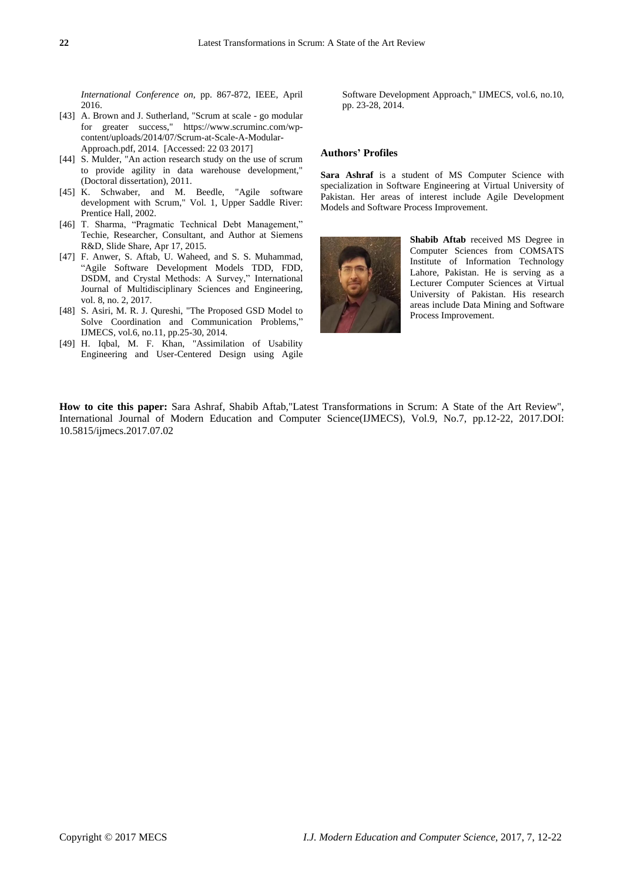*International Conference on*, pp. 867-872, IEEE, April 2016.

[43] A. Brown and J. Sutherland, "Scrum at scale - go modular for greater success," https://www.scruminc.com/wp-content/uploads/2014/07/Scrum-at-Scale-A-Modular-Approach.pdf, 2014. [Accessed: 22 03 2017]

[44] S. Mulder, "An action research study on the use of scrum to provide agility in data warehouse development," (Doctoral dissertation), 2011.

[45] K. Schwaber, and M. Beedle, "Agile software development with Scrum," Vol. 1, Upper Saddle River: Prentice Hall, 2002.

[46] T. Sharma, "Pragmatic Technical Debt Management," Techie, Researcher, Consultant, and Author at Siemens R&D, Slide Share, Apr 17, 2015.

[47] F. Anwer, S. Aftab, U. Waheed, and S. S. Muhammad, "Agile Software Development Models TDD, FDD, DSDM, and Crystal Methods: A Survey," International Journal of Multidisciplinary Sciences and Engineering, vol. 8, no. 2, 2017.

[48] S. Asiri, M. R. J. Qureshi, "The Proposed GSD Model to Solve Coordination and Communication Problems," IJMECS, vol.6, no.11, pp.25-30, 2014.

[49] H. Iqbal, M. F. Khan, "Assimilation of Usability Engineering and User-Centered Design using Agile Software Development Approach," IJMECS, vol.6, no.10, pp. 23-28, 2014.

## Authors' Profiles

**Sara Ashraf** is a student of MS Computer Science with specialization in Software Engineering at Virtual University of Pakistan. Her areas of interest include Agile Development Models and Software Process Improvement.

**Shabib Aftab** received MS Degree in Computer Sciences from COMSATS Institute of Information Technology Lahore, Pakistan. He is serving as a Lecturer Computer Sciences at Virtual University of Pakistan. His research areas include Data Mining and Software Process Improvement.

**How to cite this paper:** Sara Ashraf, Shabib Aftab,"Latest Transformations in Scrum: A State of the Art Review", International Journal of Modern Education and Computer Science(IJMECS), Vol.9, No.7, pp.12-22, 2017.DOI: 10.5815/ijmecs.2017.07.02